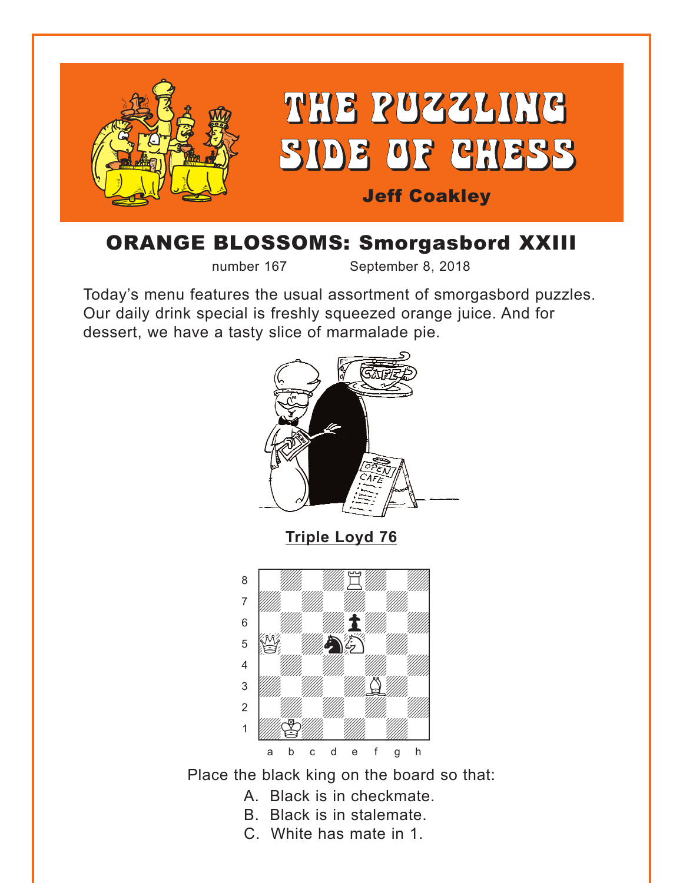# THE PUZZLING SIDE OF CHESS

**Jeff Coakley**

## ORANGE BLOSSOMS: Smorgasbord XXIII

number 167 September 8, 2018

Today's menu features the usual assortment of smorgasbord puzzles. Our daily drink special is freshly squeezed orange juice. And for dessert, we have a tasty slice of marmalade pie.

### Triple Loyd 76

Place the black king on the board so that:

A. Black is in checkmate.
B. Black is in stalemate.
C. White has mate in 1.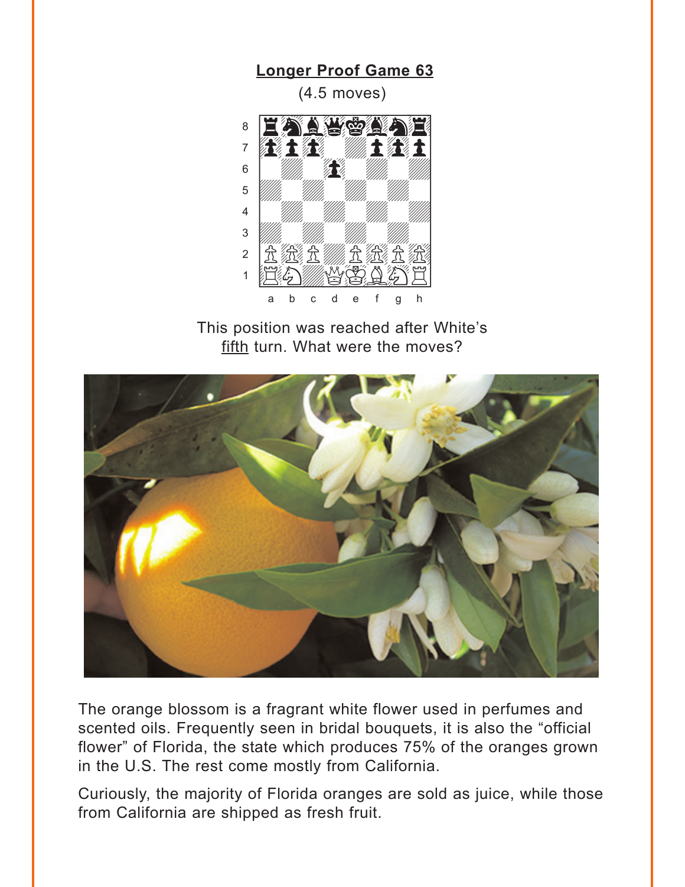## Longer Proof Game 63

(4.5 moves)

This position was reached after White's fifth turn. What were the moves?

The orange blossom is a fragrant white flower used in perfumes and scented oils. Frequently seen in bridal bouquets, it is also the "official flower" of Florida, the state which produces 75% of the oranges grown in the U.S. The rest come mostly from California.

Curiously, the majority of Florida oranges are sold as juice, while those from California are shipped as fresh fruit.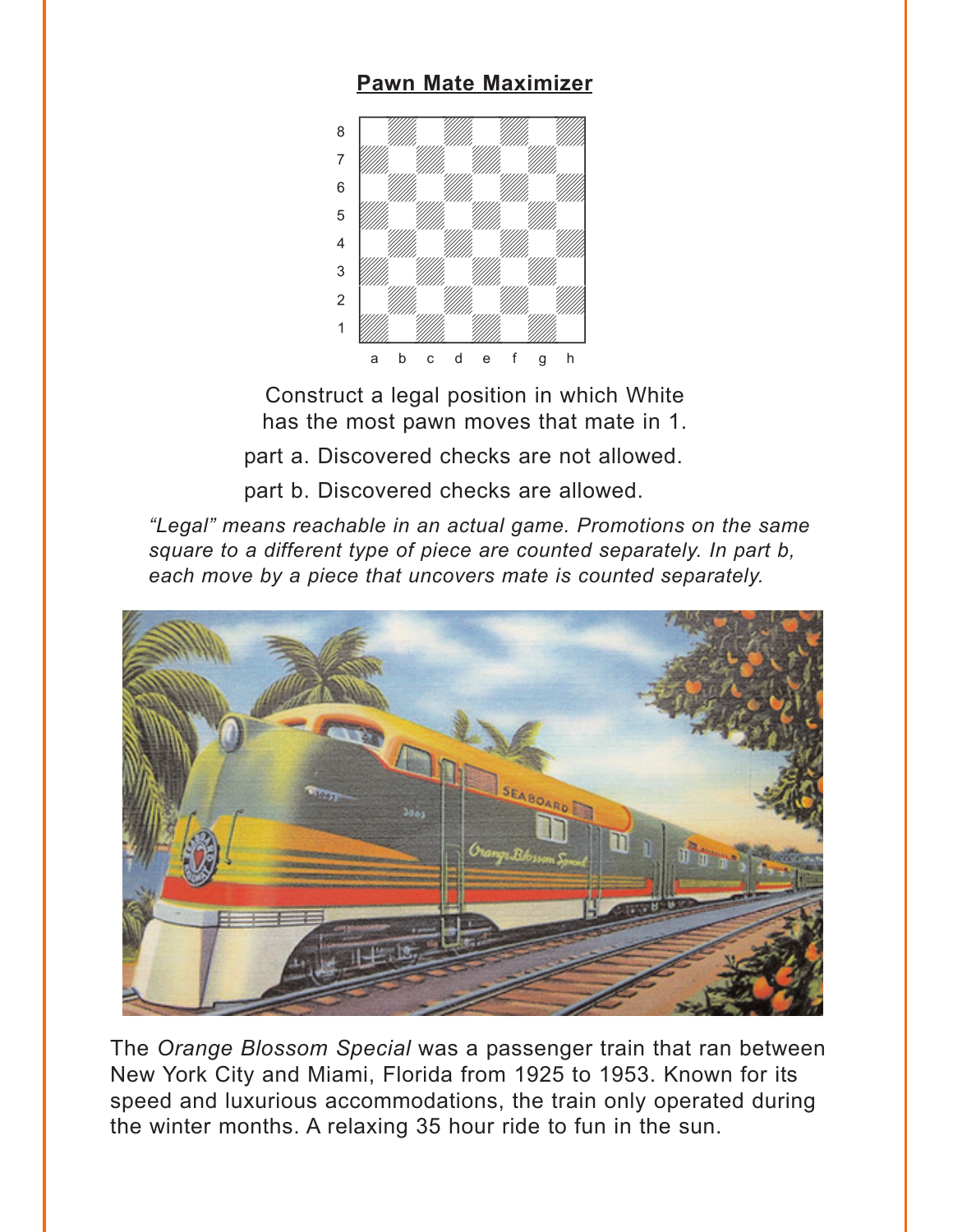**Pawn Mate Maximizer**

Construct a legal position in which White has the most pawn moves that mate in 1.

part a. Discovered checks are not allowed.

part b. Discovered checks are allowed.

*"Legal" means reachable in an actual game. Promotions on the same square to a different type of piece are counted separately. In part b, each move by a piece that uncovers mate is counted separately.*

The *Orange Blossom Special* was a passenger train that ran between New York City and Miami, Florida from 1925 to 1953. Known for its speed and luxurious accommodations, the train only operated during the winter months. A relaxing 35 hour ride to fun in the sun.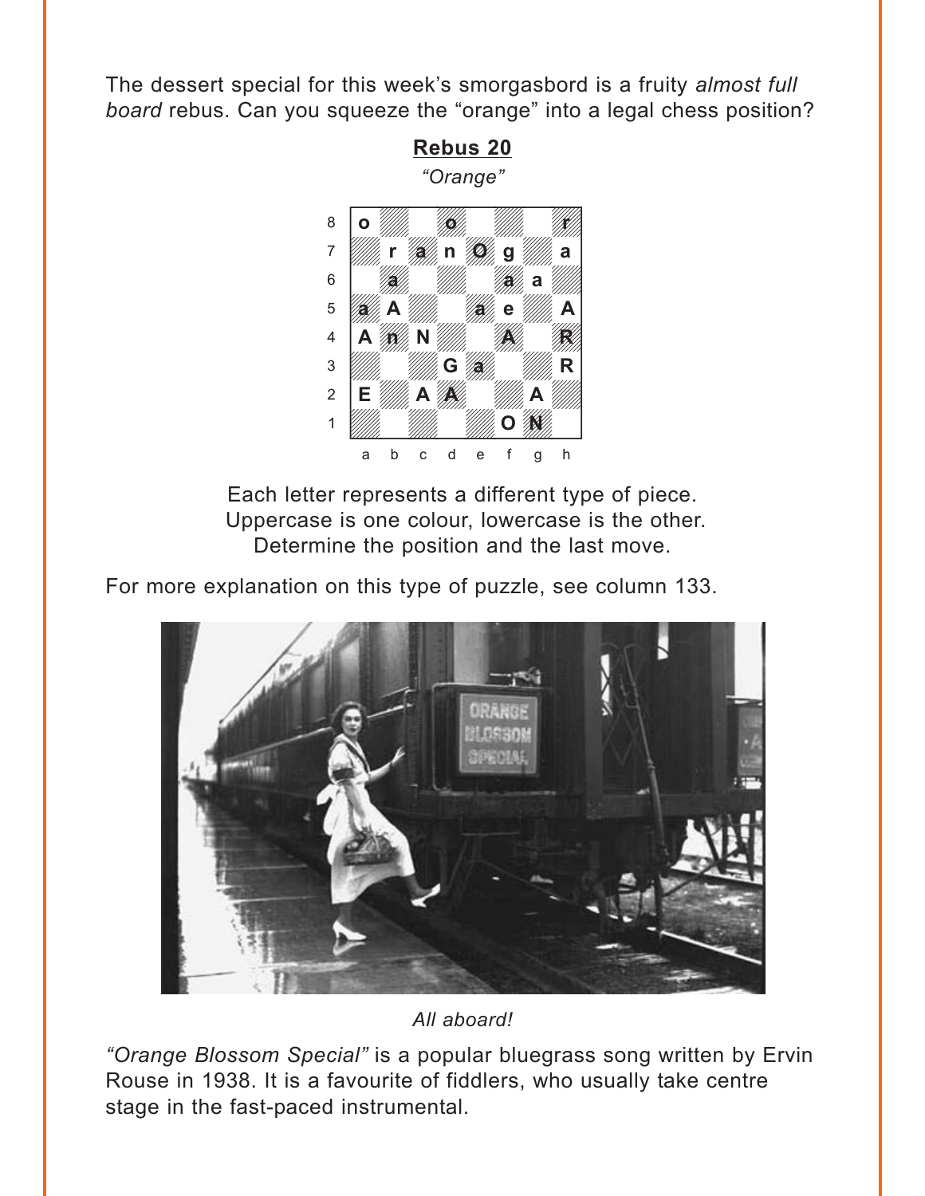The dessert special for this week's smorgasbord is a fruity *almost full board* rebus. Can you squeeze the "orange" into a legal chess position?

**Rebus 20**

*"Orange"*

| | a | b | c | d | e | f | g | h |
|---|---|---|---|---|---|---|---|---|
| 8 | o | | | o | | | | r |
| 7 | | r | a | n | O | g | | a |
| 6 | | a | | | | a | a | |
| 5 | a | A | | | a | e | | A |
| 4 | A | n | N | | | A | | R |
| 3 | | | | G | a | | | R |
| 2 | E | | A | A | | | A | |
| 1 | | | | | | O | N | |

Each letter represents a different type of piece.
Uppercase is one colour, lowercase is the other.
Determine the position and the last move.

For more explanation on this type of puzzle, see column 133.

*All aboard!*

*"Orange Blossom Special"* is a popular bluegrass song written by Ervin Rouse in 1938. It is a favourite of fiddlers, who usually take centre stage in the fast-paced instrumental.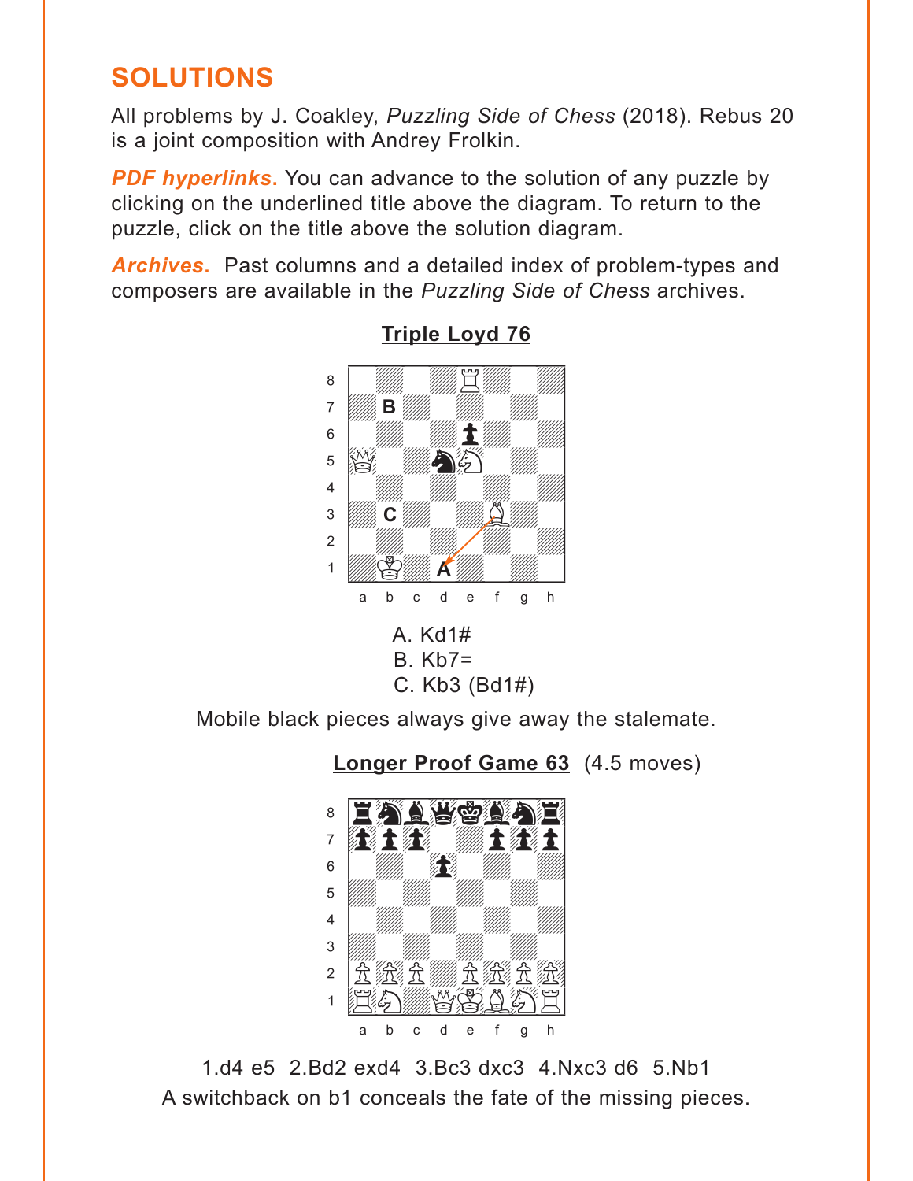## SOLUTIONS

All problems by J. Coakley, *Puzzling Side of Chess* (2018). Rebus 20 is a joint composition with Andrey Frolkin.

***PDF hyperlinks.*** You can advance to the solution of any puzzle by clicking on the underlined title above the diagram. To return to the puzzle, click on the title above the solution diagram.

***Archives.*** Past columns and a detailed index of problem-types and composers are available in the *Puzzling Side of Chess* archives.

### Triple Loyd 76

A. Kd1#
B. Kb7=
C. Kb3 (Bd1#)

Mobile black pieces always give away the stalemate.

### Longer Proof Game 63 (4.5 moves)

1.d4 e5 2.Bd2 exd4 3.Bc3 dxc3 4.Nxc3 d6 5.Nb1
A switchback on b1 conceals the fate of the missing pieces.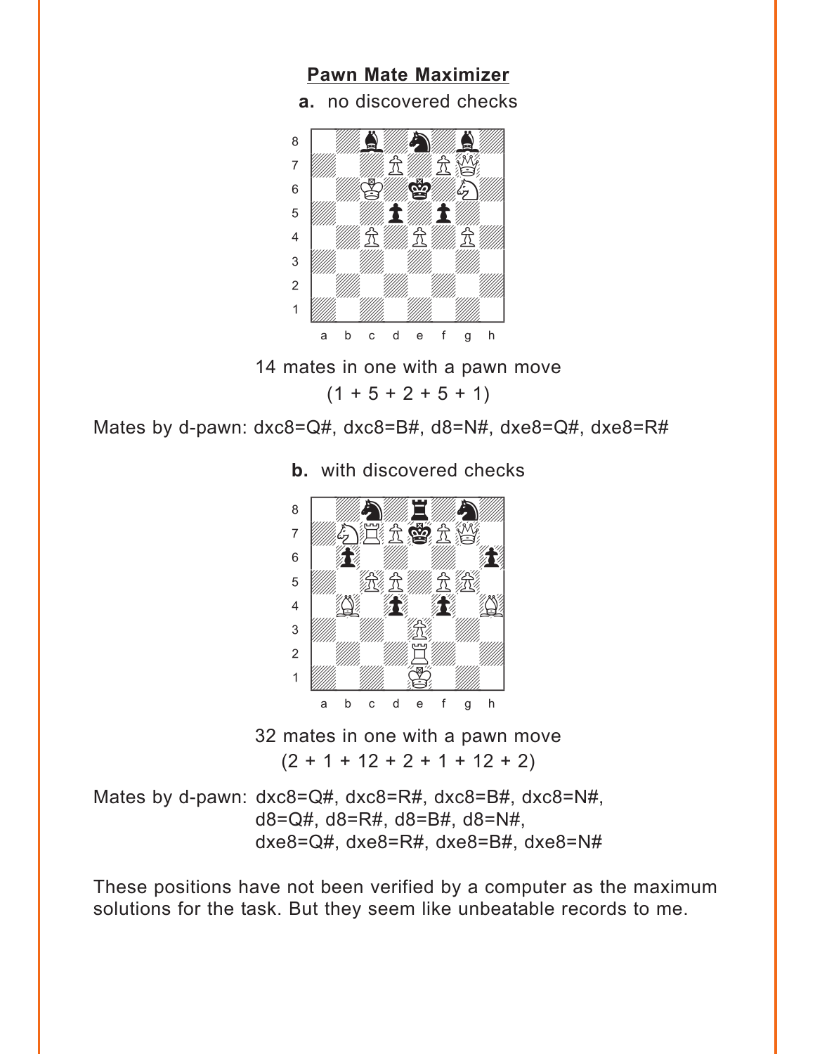## Pawn Mate Maximizer

**a.** no discovered checks

14 mates in one with a pawn move
(1 + 5 + 2 + 5 + 1)

Mates by d-pawn: dxc8=Q#, dxc8=B#, d8=N#, dxe8=Q#, dxe8=R#

**b.** with discovered checks

32 mates in one with a pawn move
(2 + 1 + 12 + 2 + 1 + 12 + 2)

Mates by d-pawn: dxc8=Q#, dxc8=R#, dxc8=B#, dxc8=N#,
d8=Q#, d8=R#, d8=B#, d8=N#,
dxe8=Q#, dxe8=R#, dxe8=B#, dxe8=N#

These positions have not been verified by a computer as the maximum solutions for the task. But they seem like unbeatable records to me.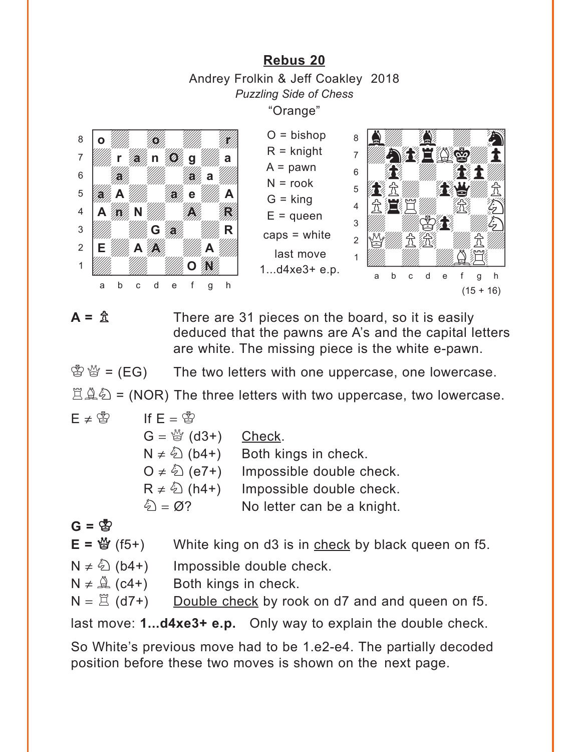## Rebus 20

Andrey Frolkin & Jeff Coakley 2018
*Puzzling Side of Chess*
"Orange"

O = bishop
R = knight
A = pawn
N = rook
G = king
E = queen
caps = white

last move
1...d4xe3+ e.p.

(15 + 16)

**A** = ♙ There are 31 pieces on the board, so it is easily deduced that the pawns are A's and the capital letters are white. The missing piece is the white e-pawn.

♔♕ = (EG) The two letters with one uppercase, one lowercase.

♖♗♘ = (NOR) The three letters with two uppercase, two lowercase.

E ≠ ♔ If E = ♔

| | | |
|---|---|---|
| G = ♕ (d3+) | Check. |
| N ≠ ♘ (b4+) | Both kings in check. |
| O ≠ ♘ (e7+) | Impossible double check. |
| R ≠ ♘ (h4+) | Impossible double check. |
| ♘ = Ø? | No letter can be a knight. |

**G** = ♔

**E** = ♕ (f5+) White king on d3 is in check by black queen on f5.

N ≠ ♘ (b4+) Impossible double check.

N ≠ ♗ (c4+) Both kings in check.

N = ♖ (d7+) Double check by rook on d7 and and queen on f5.

last move: **1...d4xe3+ e.p.** Only way to explain the double check.

So White's previous move had to be 1.e2-e4. The partially decoded position before these two moves is shown on the next page.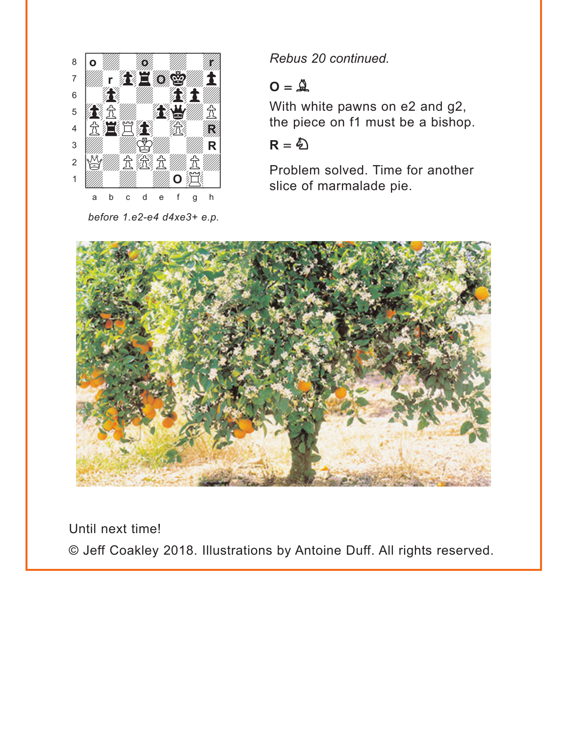before 1.e2-e4 d4xe3+ e.p.

*Rebus 20 continued.*

**O** = ♗

With white pawns on e2 and g2, the piece on f1 must be a bishop.

**R** = ♘

Problem solved. Time for another slice of marmalade pie.

Until next time!

© Jeff Coakley 2018. Illustrations by Antoine Duff. All rights reserved.